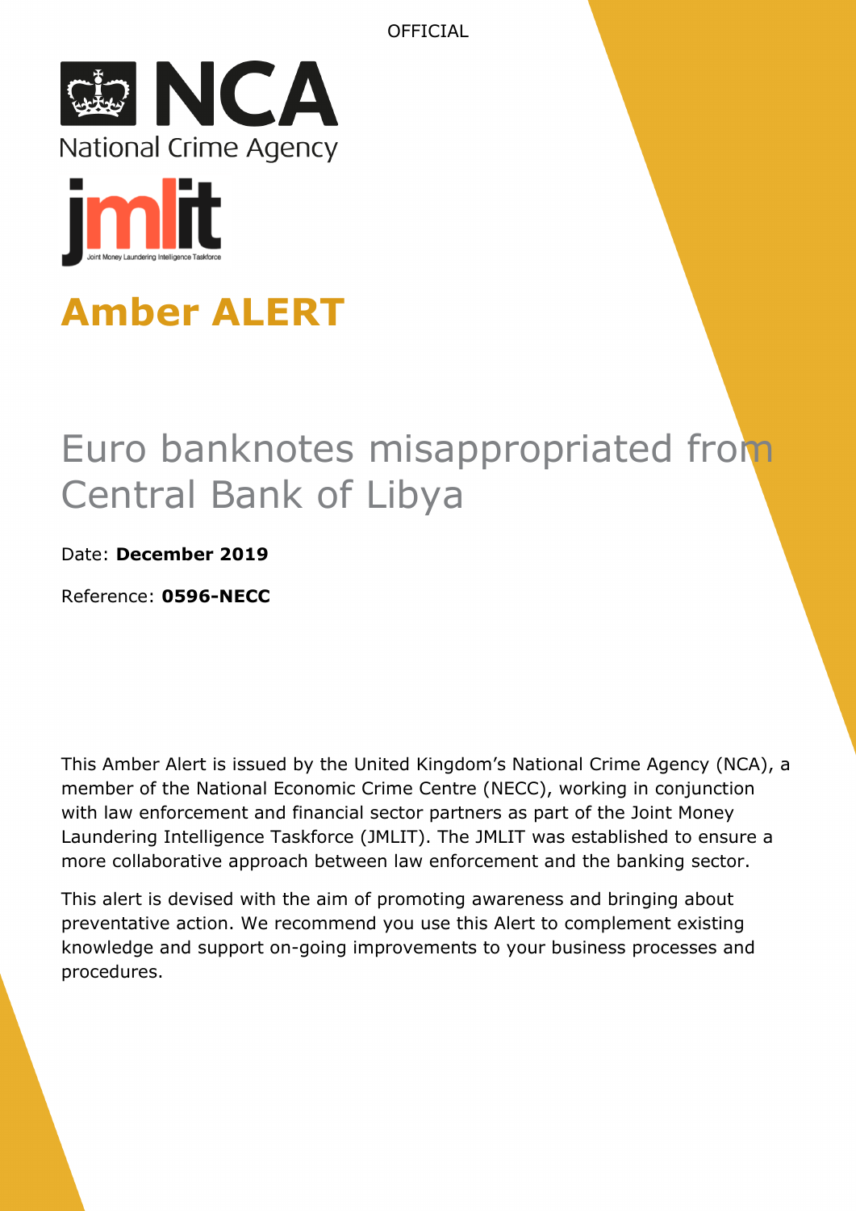OFFICIAL

NCA
National Crime Agency

jmlit
Joint Money Laundering Intelligence Taskforce

# Amber ALERT

## Euro banknotes misappropriated from Central Bank of Libya

Date: **December 2019**

Reference: **0596-NECC**

This Amber Alert is issued by the United Kingdom's National Crime Agency (NCA), a member of the National Economic Crime Centre (NECC), working in conjunction with law enforcement and financial sector partners as part of the Joint Money Laundering Intelligence Taskforce (JMLIT). The JMLIT was established to ensure a more collaborative approach between law enforcement and the banking sector.

This alert is devised with the aim of promoting awareness and bringing about preventative action. We recommend you use this Alert to complement existing knowledge and support on-going improvements to your business processes and procedures.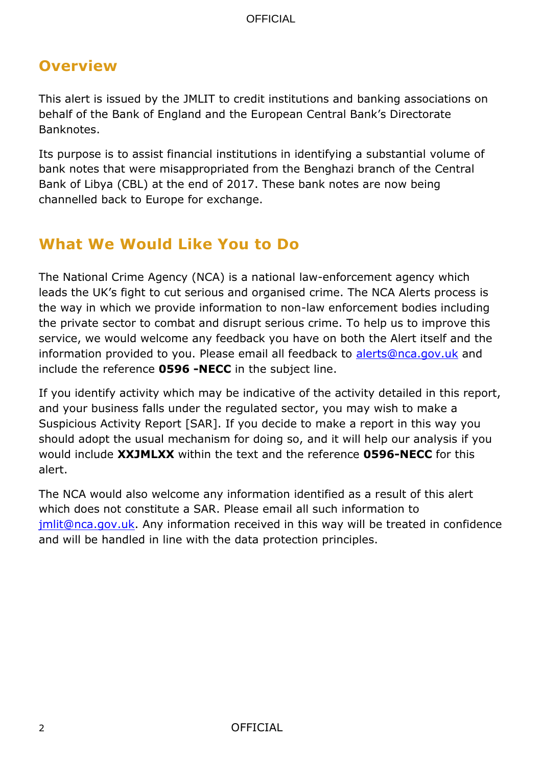## Overview

This alert is issued by the JMLIT to credit institutions and banking associations on behalf of the Bank of England and the European Central Bank's Directorate Banknotes.

Its purpose is to assist financial institutions in identifying a substantial volume of bank notes that were misappropriated from the Benghazi branch of the Central Bank of Libya (CBL) at the end of 2017. These bank notes are now being channelled back to Europe for exchange.

## What We Would Like You to Do

The National Crime Agency (NCA) is a national law-enforcement agency which leads the UK's fight to cut serious and organised crime. The NCA Alerts process is the way in which we provide information to non-law enforcement bodies including the private sector to combat and disrupt serious crime. To help us to improve this service, we would welcome any feedback you have on both the Alert itself and the information provided to you. Please email all feedback to alerts@nca.gov.uk and include the reference **0596 -NECC** in the subject line.

If you identify activity which may be indicative of the activity detailed in this report, and your business falls under the regulated sector, you may wish to make a Suspicious Activity Report [SAR]. If you decide to make a report in this way you should adopt the usual mechanism for doing so, and it will help our analysis if you would include **XXJMLXX** within the text and the reference **0596-NECC** for this alert.

The NCA would also welcome any information identified as a result of this alert which does not constitute a SAR. Please email all such information to jmlit@nca.gov.uk. Any information received in this way will be treated in confidence and will be handled in line with the data protection principles.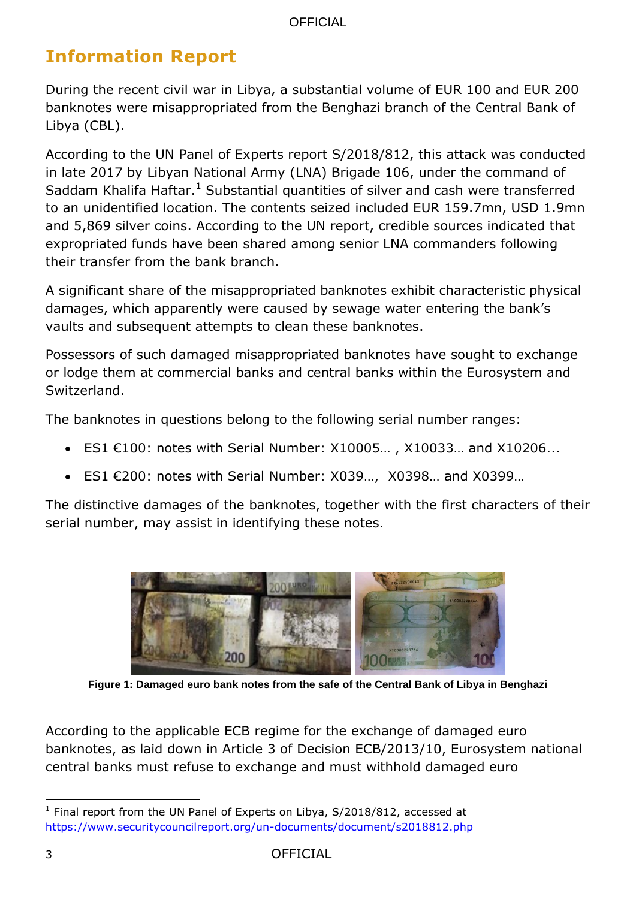# Information Report

During the recent civil war in Libya, a substantial volume of EUR 100 and EUR 200 banknotes were misappropriated from the Benghazi branch of the Central Bank of Libya (CBL).

According to the UN Panel of Experts report S/2018/812, this attack was conducted in late 2017 by Libyan National Army (LNA) Brigade 106, under the command of Saddam Khalifa Haftar.[1] Substantial quantities of silver and cash were transferred to an unidentified location. The contents seized included EUR 159.7mn, USD 1.9mn and 5,869 silver coins. According to the UN report, credible sources indicated that expropriated funds have been shared among senior LNA commanders following their transfer from the bank branch.

A significant share of the misappropriated banknotes exhibit characteristic physical damages, which apparently were caused by sewage water entering the bank's vaults and subsequent attempts to clean these banknotes.

Possessors of such damaged misappropriated banknotes have sought to exchange or lodge them at commercial banks and central banks within the Eurosystem and Switzerland.

The banknotes in questions belong to the following serial number ranges:

- ES1 €100: notes with Serial Number: X10005… , X10033… and X10206...
- ES1 €200: notes with Serial Number: X039…, X0398… and X0399…

The distinctive damages of the banknotes, together with the first characters of their serial number, may assist in identifying these notes.

**Figure 1: Damaged euro bank notes from the safe of the Central Bank of Libya in Benghazi**

According to the applicable ECB regime for the exchange of damaged euro banknotes, as laid down in Article 3 of Decision ECB/2013/10, Eurosystem national central banks must refuse to exchange and must withhold damaged euro

[1] Final report from the UN Panel of Experts on Libya, S/2018/812, accessed at https://www.securitycouncilreport.org/un-documents/document/s2018812.php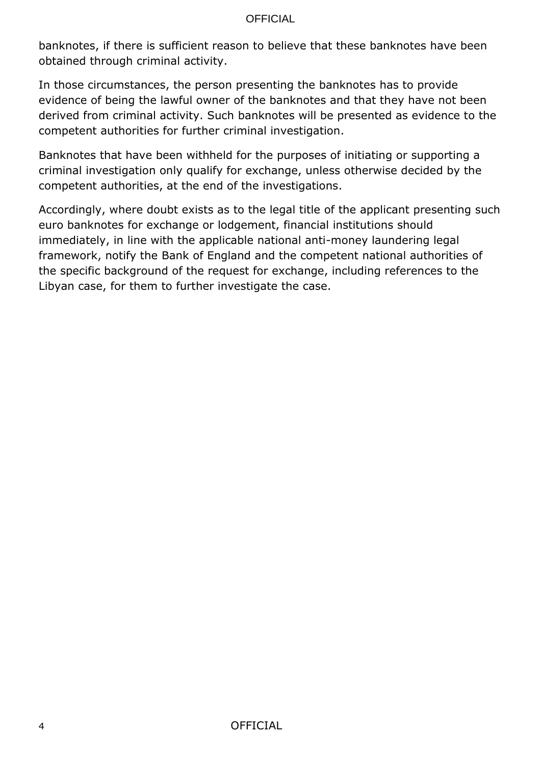banknotes, if there is sufficient reason to believe that these banknotes have been obtained through criminal activity.

In those circumstances, the person presenting the banknotes has to provide evidence of being the lawful owner of the banknotes and that they have not been derived from criminal activity. Such banknotes will be presented as evidence to the competent authorities for further criminal investigation.

Banknotes that have been withheld for the purposes of initiating or supporting a criminal investigation only qualify for exchange, unless otherwise decided by the competent authorities, at the end of the investigations.

Accordingly, where doubt exists as to the legal title of the applicant presenting such euro banknotes for exchange or lodgement, financial institutions should immediately, in line with the applicable national anti-money laundering legal framework, notify the Bank of England and the competent national authorities of the specific background of the request for exchange, including references to the Libyan case, for them to further investigate the case.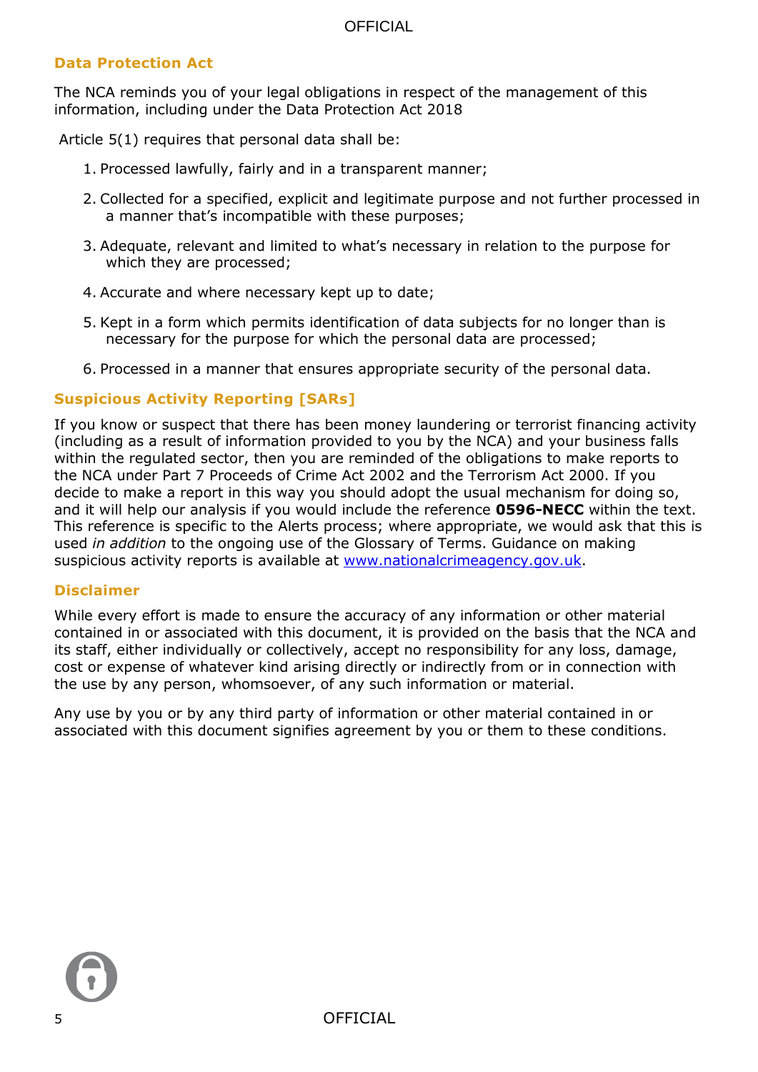## Data Protection Act

The NCA reminds you of your legal obligations in respect of the management of this information, including under the Data Protection Act 2018

Article 5(1) requires that personal data shall be:

1. Processed lawfully, fairly and in a transparent manner;
2. Collected for a specified, explicit and legitimate purpose and not further processed in a manner that's incompatible with these purposes;
3. Adequate, relevant and limited to what's necessary in relation to the purpose for which they are processed;
4. Accurate and where necessary kept up to date;
5. Kept in a form which permits identification of data subjects for no longer than is necessary for the purpose for which the personal data are processed;
6. Processed in a manner that ensures appropriate security of the personal data.

## Suspicious Activity Reporting [SARs]

If you know or suspect that there has been money laundering or terrorist financing activity (including as a result of information provided to you by the NCA) and your business falls within the regulated sector, then you are reminded of the obligations to make reports to the NCA under Part 7 Proceeds of Crime Act 2002 and the Terrorism Act 2000. If you decide to make a report in this way you should adopt the usual mechanism for doing so, and it will help our analysis if you would include the reference **0596-NECC** within the text. This reference is specific to the Alerts process; where appropriate, we would ask that this is used *in addition* to the ongoing use of the Glossary of Terms. Guidance on making suspicious activity reports is available at [www.nationalcrimeagency.gov.uk](http://www.nationalcrimeagency.gov.uk).

## Disclaimer

While every effort is made to ensure the accuracy of any information or other material contained in or associated with this document, it is provided on the basis that the NCA and its staff, either individually or collectively, accept no responsibility for any loss, damage, cost or expense of whatever kind arising directly or indirectly from or in connection with the use by any person, whomsoever, of any such information or material.

Any use by you or by any third party of information or other material contained in or associated with this document signifies agreement by you or them to these conditions.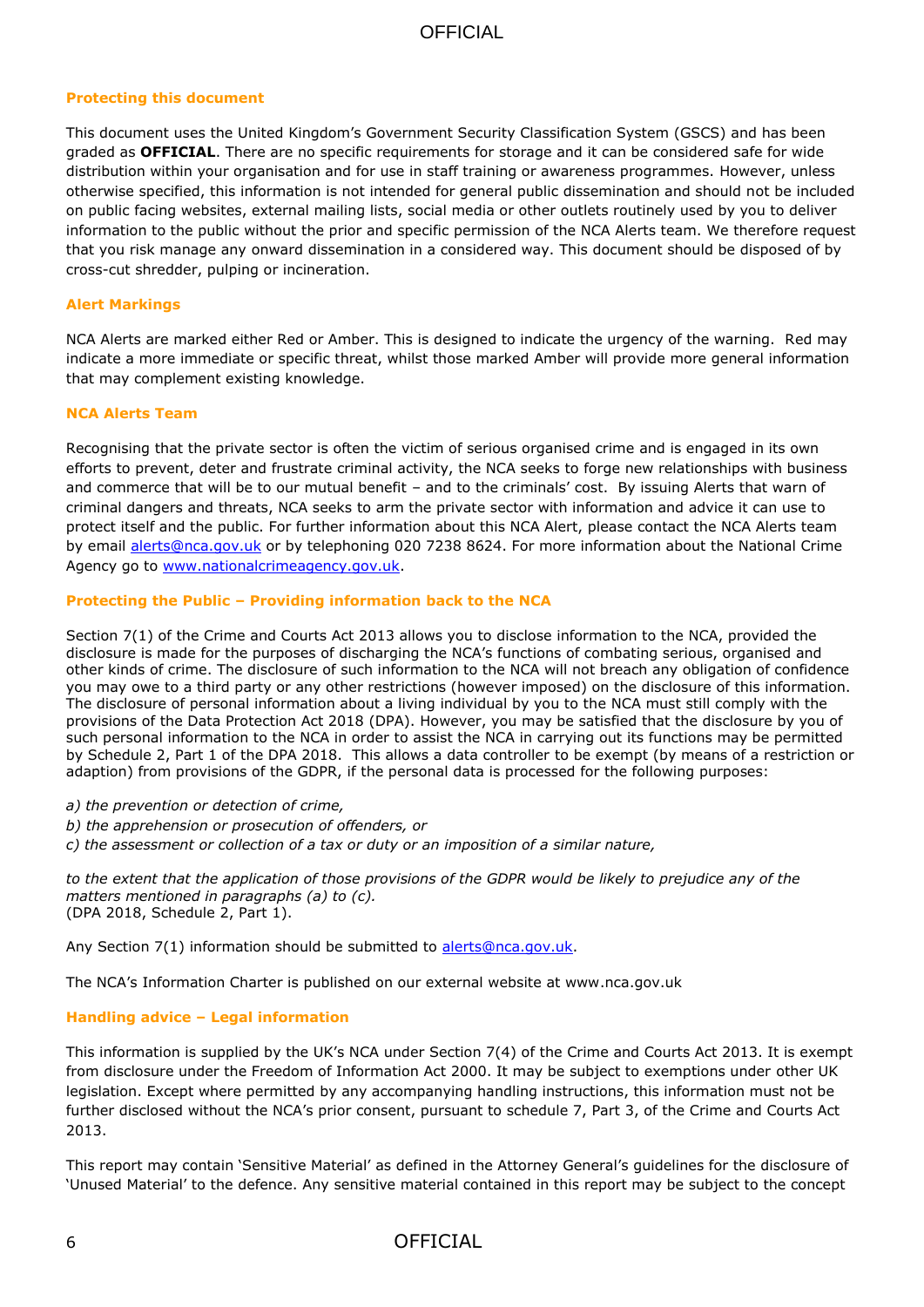### Protecting this document

This document uses the United Kingdom's Government Security Classification System (GSCS) and has been graded as **OFFICIAL**. There are no specific requirements for storage and it can be considered safe for wide distribution within your organisation and for use in staff training or awareness programmes. However, unless otherwise specified, this information is not intended for general public dissemination and should not be included on public facing websites, external mailing lists, social media or other outlets routinely used by you to deliver information to the public without the prior and specific permission of the NCA Alerts team. We therefore request that you risk manage any onward dissemination in a considered way. This document should be disposed of by cross-cut shredder, pulping or incineration.

### Alert Markings

NCA Alerts are marked either Red or Amber. This is designed to indicate the urgency of the warning. Red may indicate a more immediate or specific threat, whilst those marked Amber will provide more general information that may complement existing knowledge.

### NCA Alerts Team

Recognising that the private sector is often the victim of serious organised crime and is engaged in its own efforts to prevent, deter and frustrate criminal activity, the NCA seeks to forge new relationships with business and commerce that will be to our mutual benefit – and to the criminals' cost. By issuing Alerts that warn of criminal dangers and threats, NCA seeks to arm the private sector with information and advice it can use to protect itself and the public. For further information about this NCA Alert, please contact the NCA Alerts team by email alerts@nca.gov.uk or by telephoning 020 7238 8624. For more information about the National Crime Agency go to www.nationalcrimeagency.gov.uk.

### Protecting the Public – Providing information back to the NCA

Section 7(1) of the Crime and Courts Act 2013 allows you to disclose information to the NCA, provided the disclosure is made for the purposes of discharging the NCA's functions of combating serious, organised and other kinds of crime. The disclosure of such information to the NCA will not breach any obligation of confidence you may owe to a third party or any other restrictions (however imposed) on the disclosure of this information. The disclosure of personal information about a living individual by you to the NCA must still comply with the provisions of the Data Protection Act 2018 (DPA). However, you may be satisfied that the disclosure by you of such personal information to the NCA in order to assist the NCA in carrying out its functions may be permitted by Schedule 2, Part 1 of the DPA 2018. This allows a data controller to be exempt (by means of a restriction or adaption) from provisions of the GDPR, if the personal data is processed for the following purposes:

*a) the prevention or detection of crime,*
*b) the apprehension or prosecution of offenders, or*
*c) the assessment or collection of a tax or duty or an imposition of a similar nature,*

*to the extent that the application of those provisions of the GDPR would be likely to prejudice any of the matters mentioned in paragraphs (a) to (c).*
(DPA 2018, Schedule 2, Part 1).

Any Section 7(1) information should be submitted to alerts@nca.gov.uk.

The NCA's Information Charter is published on our external website at www.nca.gov.uk

### Handling advice – Legal information

This information is supplied by the UK's NCA under Section 7(4) of the Crime and Courts Act 2013. It is exempt from disclosure under the Freedom of Information Act 2000. It may be subject to exemptions under other UK legislation. Except where permitted by any accompanying handling instructions, this information must not be further disclosed without the NCA's prior consent, pursuant to schedule 7, Part 3, of the Crime and Courts Act 2013.

This report may contain 'Sensitive Material' as defined in the Attorney General's guidelines for the disclosure of 'Unused Material' to the defence. Any sensitive material contained in this report may be subject to the concept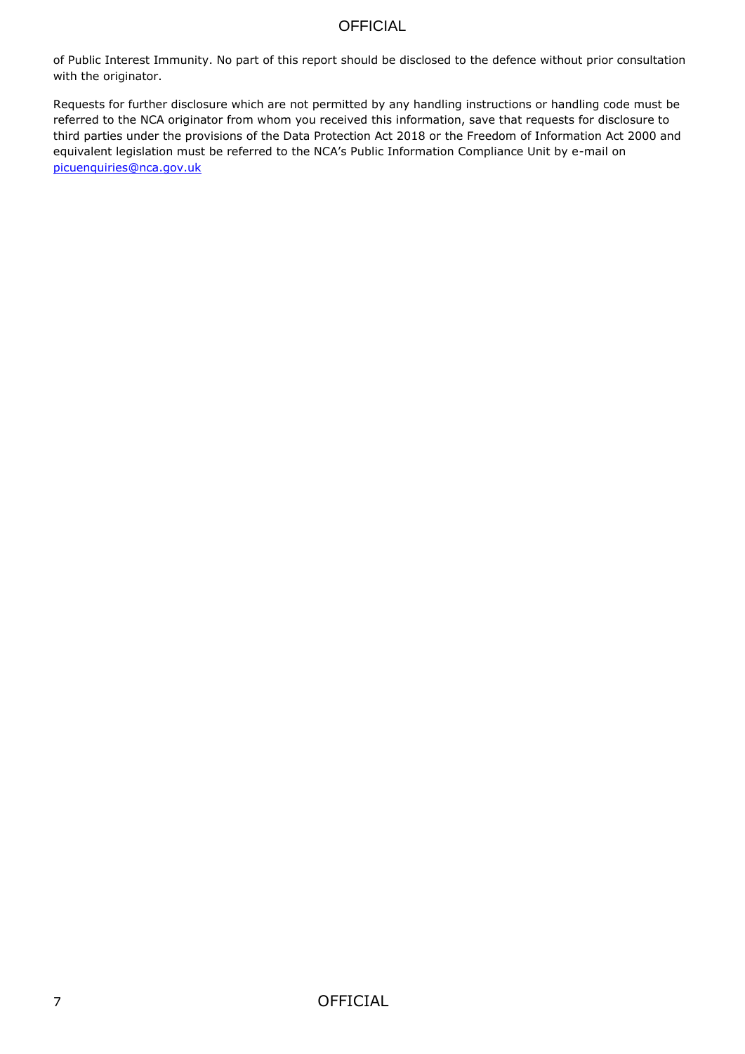of Public Interest Immunity. No part of this report should be disclosed to the defence without prior consultation with the originator.

Requests for further disclosure which are not permitted by any handling instructions or handling code must be referred to the NCA originator from whom you received this information, save that requests for disclosure to third parties under the provisions of the Data Protection Act 2018 or the Freedom of Information Act 2000 and equivalent legislation must be referred to the NCA's Public Information Compliance Unit by e-mail on picuenquiries@nca.gov.uk